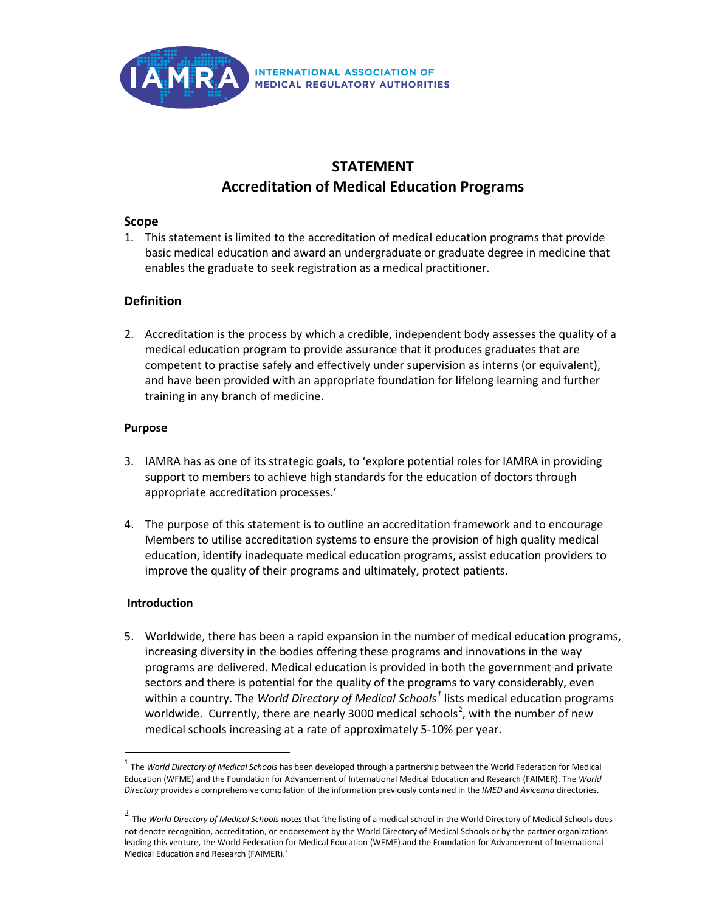INTERNATIONAL ASSOCIATION OF MEDICAL REGULATORY AUTHORITIES

# STATEMENT
# Accreditation of Medical Education Programs

## Scope

1. This statement is limited to the accreditation of medical education programs that provide basic medical education and award an undergraduate or graduate degree in medicine that enables the graduate to seek registration as a medical practitioner.

## Definition

2. Accreditation is the process by which a credible, independent body assesses the quality of a medical education program to provide assurance that it produces graduates that are competent to practise safely and effectively under supervision as interns (or equivalent), and have been provided with an appropriate foundation for lifelong learning and further training in any branch of medicine.

### Purpose

3. IAMRA has as one of its strategic goals, to 'explore potential roles for IAMRA in providing support to members to achieve high standards for the education of doctors through appropriate accreditation processes.'

4. The purpose of this statement is to outline an accreditation framework and to encourage Members to utilise accreditation systems to ensure the provision of high quality medical education, identify inadequate medical education programs, assist education providers to improve the quality of their programs and ultimately, protect patients.

### Introduction

5. Worldwide, there has been a rapid expansion in the number of medical education programs, increasing diversity in the bodies offering these programs and innovations in the way programs are delivered. Medical education is provided in both the government and private sectors and there is potential for the quality of the programs to vary considerably, even within a country. The *World Directory of Medical Schools*[1] lists medical education programs worldwide. Currently, there are nearly 3000 medical schools[2], with the number of new medical schools increasing at a rate of approximately 5-10% per year.

---

[1] The *World Directory of Medical Schools* has been developed through a partnership between the World Federation for Medical Education (WFME) and the Foundation for Advancement of International Medical Education and Research (FAIMER). The *World Directory* provides a comprehensive compilation of the information previously contained in the *IMED* and *Avicenna* directories.

[2] The *World Directory of Medical Schools* notes that 'the listing of a medical school in the World Directory of Medical Schools does not denote recognition, accreditation, or endorsement by the World Directory of Medical Schools or by the partner organizations leading this venture, the World Federation for Medical Education (WFME) and the Foundation for Advancement of International Medical Education and Research (FAIMER).'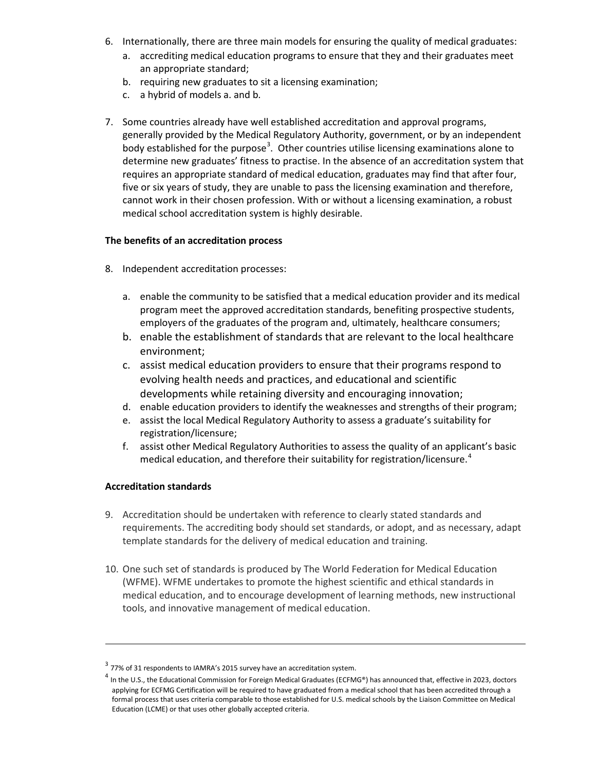6. Internationally, there are three main models for ensuring the quality of medical graduates:
   a. accrediting medical education programs to ensure that they and their graduates meet an appropriate standard;
   b. requiring new graduates to sit a licensing examination;
   c. a hybrid of models a. and b.

7. Some countries already have well established accreditation and approval programs, generally provided by the Medical Regulatory Authority, government, or by an independent body established for the purpose[3]. Other countries utilise licensing examinations alone to determine new graduates' fitness to practise. In the absence of an accreditation system that requires an appropriate standard of medical education, graduates may find that after four, five or six years of study, they are unable to pass the licensing examination and therefore, cannot work in their chosen profession. With or without a licensing examination, a robust medical school accreditation system is highly desirable.

**The benefits of an accreditation process**

8. Independent accreditation processes:

   a. enable the community to be satisfied that a medical education provider and its medical program meet the approved accreditation standards, benefiting prospective students, employers of the graduates of the program and, ultimately, healthcare consumers;
   b. enable the establishment of standards that are relevant to the local healthcare environment;
   c. assist medical education providers to ensure that their programs respond to evolving health needs and practices, and educational and scientific developments while retaining diversity and encouraging innovation;
   d. enable education providers to identify the weaknesses and strengths of their program;
   e. assist the local Medical Regulatory Authority to assess a graduate's suitability for registration/licensure;
   f. assist other Medical Regulatory Authorities to assess the quality of an applicant's basic medical education, and therefore their suitability for registration/licensure.[4]

**Accreditation standards**

9. Accreditation should be undertaken with reference to clearly stated standards and requirements. The accrediting body should set standards, or adopt, and as necessary, adapt template standards for the delivery of medical education and training.

10. One such set of standards is produced by The World Federation for Medical Education (WFME). WFME undertakes to promote the highest scientific and ethical standards in medical education, and to encourage development of learning methods, new instructional tools, and innovative management of medical education.

---

[3] 77% of 31 respondents to IAMRA's 2015 survey have an accreditation system.

[4] In the U.S., the Educational Commission for Foreign Medical Graduates (ECFMG®) has announced that, effective in 2023, doctors applying for ECFMG Certification will be required to have graduated from a medical school that has been accredited through a formal process that uses criteria comparable to those established for U.S. medical schools by the Liaison Committee on Medical Education (LCME) or that uses other globally accepted criteria.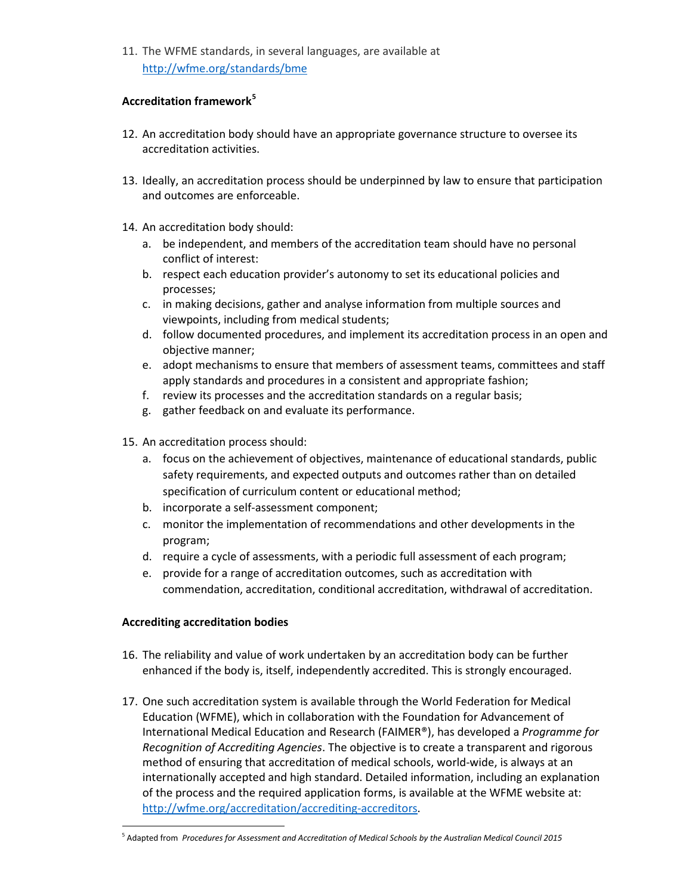11. The WFME standards, in several languages, are available at http://wfme.org/standards/bme

**Accreditation framework**[5]

12. An accreditation body should have an appropriate governance structure to oversee its accreditation activities.

13. Ideally, an accreditation process should be underpinned by law to ensure that participation and outcomes are enforceable.

14. An accreditation body should:
    a. be independent, and members of the accreditation team should have no personal conflict of interest:
    b. respect each education provider's autonomy to set its educational policies and processes;
    c. in making decisions, gather and analyse information from multiple sources and viewpoints, including from medical students;
    d. follow documented procedures, and implement its accreditation process in an open and objective manner;
    e. adopt mechanisms to ensure that members of assessment teams, committees and staff apply standards and procedures in a consistent and appropriate fashion;
    f. review its processes and the accreditation standards on a regular basis;
    g. gather feedback on and evaluate its performance.

15. An accreditation process should:
    a. focus on the achievement of objectives, maintenance of educational standards, public safety requirements, and expected outputs and outcomes rather than on detailed specification of curriculum content or educational method;
    b. incorporate a self-assessment component;
    c. monitor the implementation of recommendations and other developments in the program;
    d. require a cycle of assessments, with a periodic full assessment of each program;
    e. provide for a range of accreditation outcomes, such as accreditation with commendation, accreditation, conditional accreditation, withdrawal of accreditation.

**Accrediting accreditation bodies**

16. The reliability and value of work undertaken by an accreditation body can be further enhanced if the body is, itself, independently accredited. This is strongly encouraged.

17. One such accreditation system is available through the World Federation for Medical Education (WFME), which in collaboration with the Foundation for Advancement of International Medical Education and Research (FAIMER®), has developed a *Programme for Recognition of Accrediting Agencies*. The objective is to create a transparent and rigorous method of ensuring that accreditation of medical schools, world-wide, is always at an internationally accepted and high standard. Detailed information, including an explanation of the process and the required application forms, is available at the WFME website at: http://wfme.org/accreditation/accrediting-accreditors.

[5] Adapted from *Procedures for Assessment and Accreditation of Medical Schools by the Australian Medical Council 2015*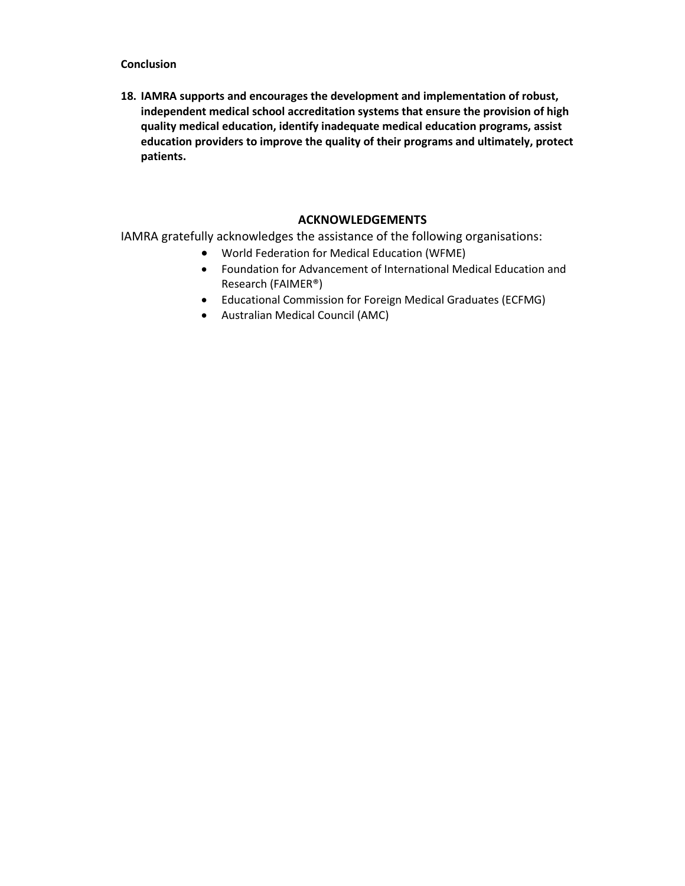**Conclusion**

18. **IAMRA supports and encourages the development and implementation of robust, independent medical school accreditation systems that ensure the provision of high quality medical education, identify inadequate medical education programs, assist education providers to improve the quality of their programs and ultimately, protect patients.**

## ACKNOWLEDGEMENTS

IAMRA gratefully acknowledges the assistance of the following organisations:

- World Federation for Medical Education (WFME)
- Foundation for Advancement of International Medical Education and Research (FAIMER®)
- Educational Commission for Foreign Medical Graduates (ECFMG)
- Australian Medical Council (AMC)